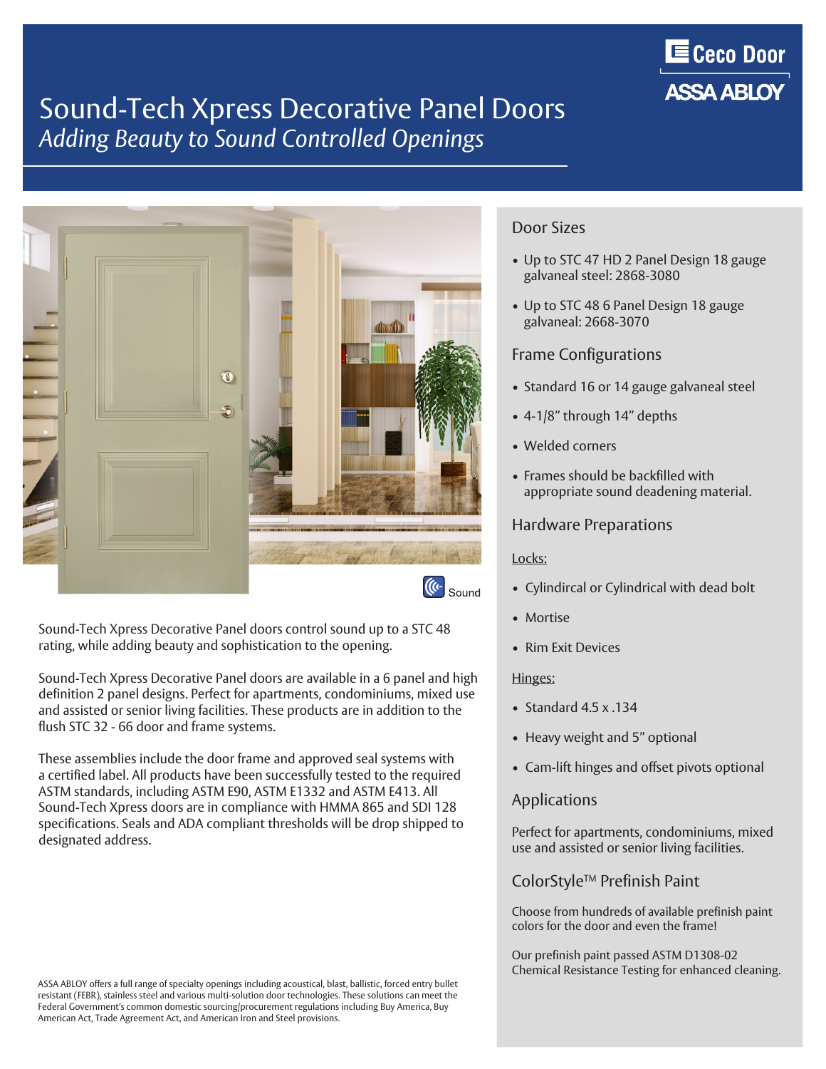# Sound-Tech Xpress Decorative Panel Doors

*Adding Beauty to Sound Controlled Openings*

Sound

Sound-Tech Xpress Decorative Panel doors control sound up to a STC 48 rating, while adding beauty and sophistication to the opening.

Sound-Tech Xpress Decorative Panel doors are available in a 6 panel and high definition 2 panel designs. Perfect for apartments, condominiums, mixed use and assisted or senior living facilities. These products are in addition to the flush STC 32 - 66 door and frame systems.

These assemblies include the door frame and approved seal systems with a certified label. All products have been successfully tested to the required ASTM standards, including ASTM E90, ASTM E1332 and ASTM E413. All Sound-Tech Xpress doors are in compliance with HMMA 865 and SDI 128 specifications. Seals and ADA compliant thresholds will be drop shipped to designated address.

ASSA ABLOY offers a full range of specialty openings including acoustical, blast, ballistic, forced entry bullet resistant (FEBR), stainless steel and various multi-solution door technologies. These solutions can meet the Federal Government's common domestic sourcing/procurement regulations including Buy America, Buy American Act, Trade Agreement Act, and American Iron and Steel provisions.

## Door Sizes

- Up to STC 47 HD 2 Panel Design 18 gauge galvaneal steel: 2868-3080
- Up to STC 48 6 Panel Design 18 gauge galvaneal: 2668-3070

## Frame Configurations

- Standard 16 or 14 gauge galvaneal steel
- 4-1/8" through 14" depths
- Welded corners
- Frames should be backfilled with appropriate sound deadening material.

## Hardware Preparations

Locks:

- Cylindircal or Cylindrical with dead bolt
- Mortise
- Rim Exit Devices

Hinges:

- Standard 4.5 x .134
- Heavy weight and 5" optional
- Cam-lift hinges and offset pivots optional

## Applications

Perfect for apartments, condominiums, mixed use and assisted or senior living facilities.

## ColorStyle™ Prefinish Paint

Choose from hundreds of available prefinish paint colors for the door and even the frame!

Our prefinish paint passed ASTM D1308-02 Chemical Resistance Testing for enhanced cleaning.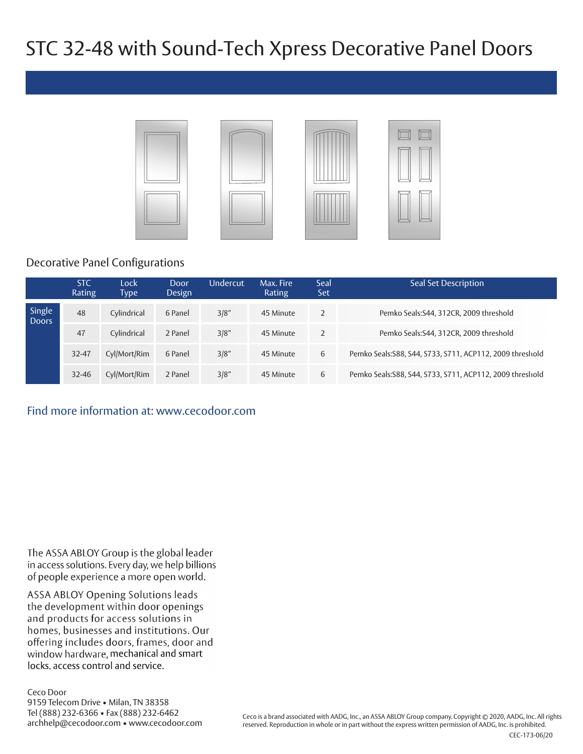# STC 32-48 with Sound-Tech Xpress Decorative Panel Doors

Decorative Panel Configurations

| | STC Rating | Lock Type | Door Design | Undercut | Max. Fire Rating | Seal Set | Seal Set Description |
|---|---|---|---|---|---|---|---|
| Single Doors | 48 | Cylindrical | 6 Panel | 3/8" | 45 Minute | 2 | Pemko Seals:S44, 312CR, 2009 threshold |
| | 47 | Cylindrical | 2 Panel | 3/8" | 45 Minute | 2 | Pemko Seals:S44, 312CR, 2009 threshold |
| | 32-47 | Cyl/Mort/Rim | 6 Panel | 3/8" | 45 Minute | 6 | Pemko Seals:S88, S44, S733, S711, ACP112, 2009 threshold |
| | 32-46 | Cyl/Mort/Rim | 2 Panel | 3/8" | 45 Minute | 6 | Pemko Seals:S88, S44, S733, S711, ACP112, 2009 threshold |

Find more information at: www.cecodoor.com

The ASSA ABLOY Group is the global leader in access solutions. Every day, we help billions of people experience a more open world.

ASSA ABLOY Opening Solutions leads the development within door openings and products for access solutions in homes, businesses and institutions. Our offering includes doors, frames, door and window hardware, mechanical and smart locks, access control and service.

Ceco Door
9159 Telecom Drive • Milan, TN 38358
Tel (888) 232-6366 • Fax (888) 232-6462
archhelp@cecodoor.com • www.cecodoor.com

Ceco is a brand associated with AADG, Inc., an ASSA ABLOY Group company. Copyright © 2020, AADG, Inc. All rights reserved. Reproduction in whole or in part without the express written permission of AADG, Inc. is prohibited.

CEC-173-06/20